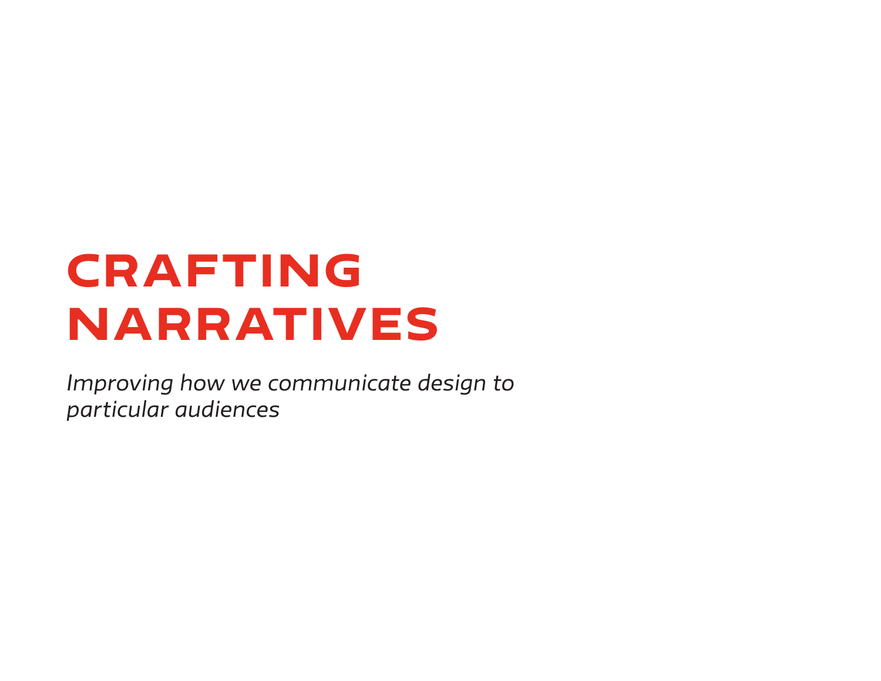# CRAFTING NARRATIVES

*Improving how we communicate design to particular audiences*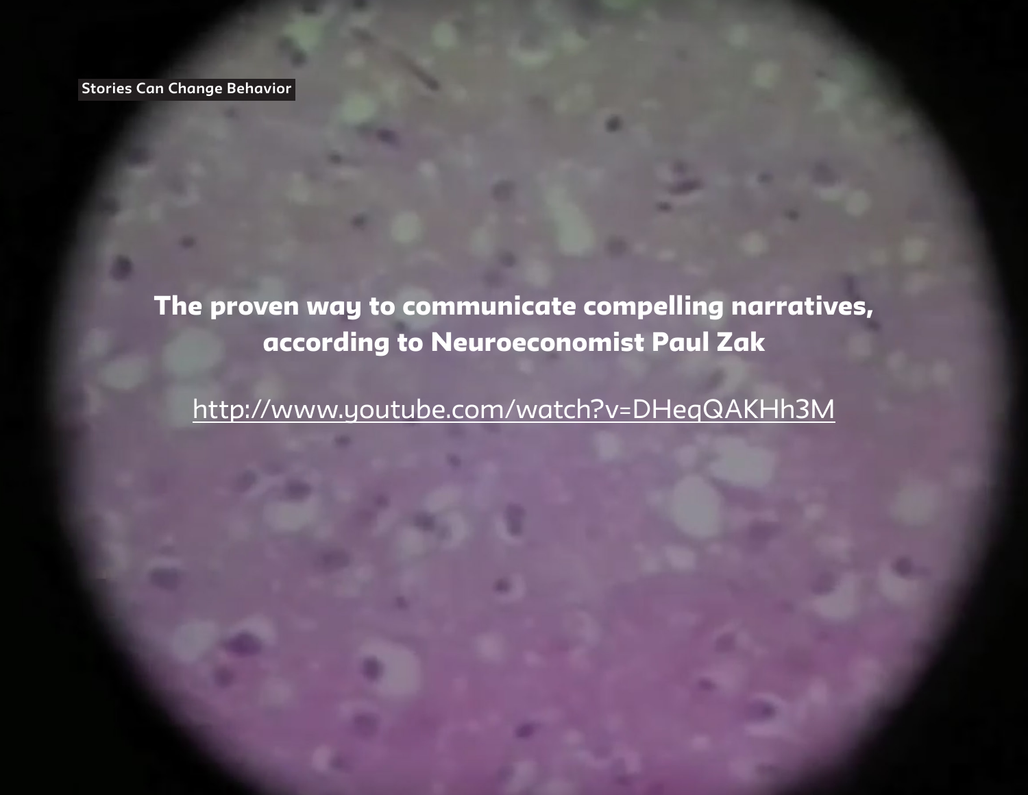Stories Can Change Behavior

**The proven way to communicate compelling narratives, according to Neuroeconomist Paul Zak**

http://www.youtube.com/watch?v=DHeqQAKHh3M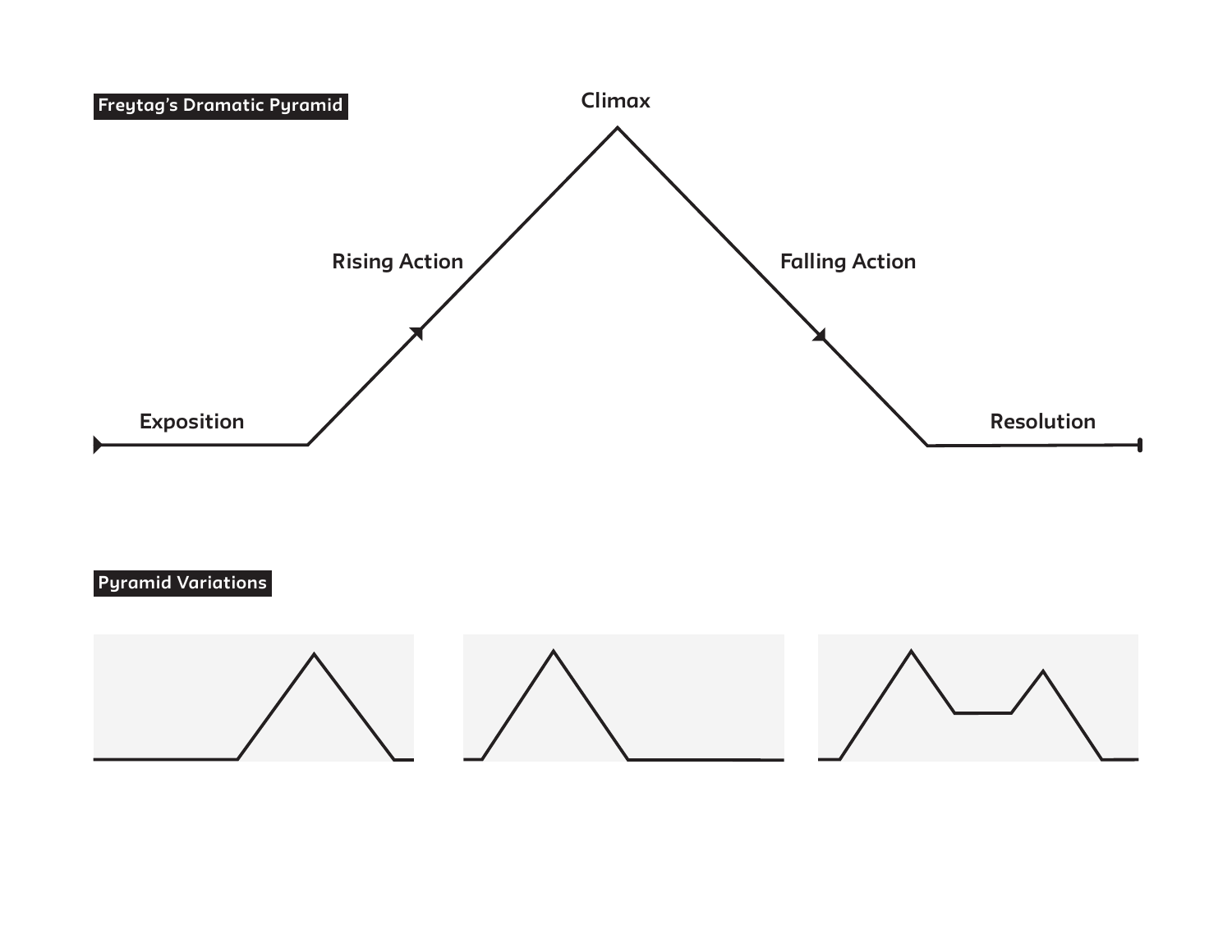Freytag's Dramatic Pyramid

Climax

Rising Action

Falling Action

Exposition

Resolution

Pyramid Variations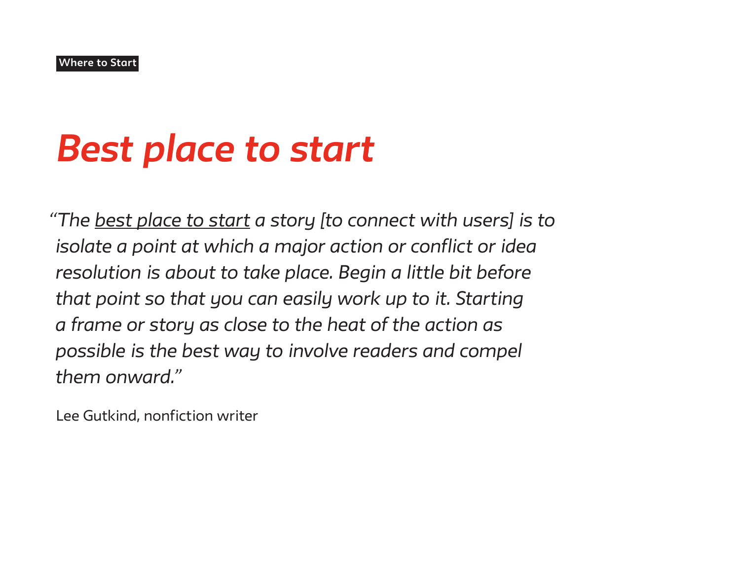Where to Start

# *Best place to start*

*"The best place to start a story [to connect with users] is to isolate a point at which a major action or conflict or idea resolution is about to take place. Begin a little bit before that point so that you can easily work up to it. Starting a frame or story as close to the heat of the action as possible is the best way to involve readers and compel them onward."*

Lee Gutkind, nonfiction writer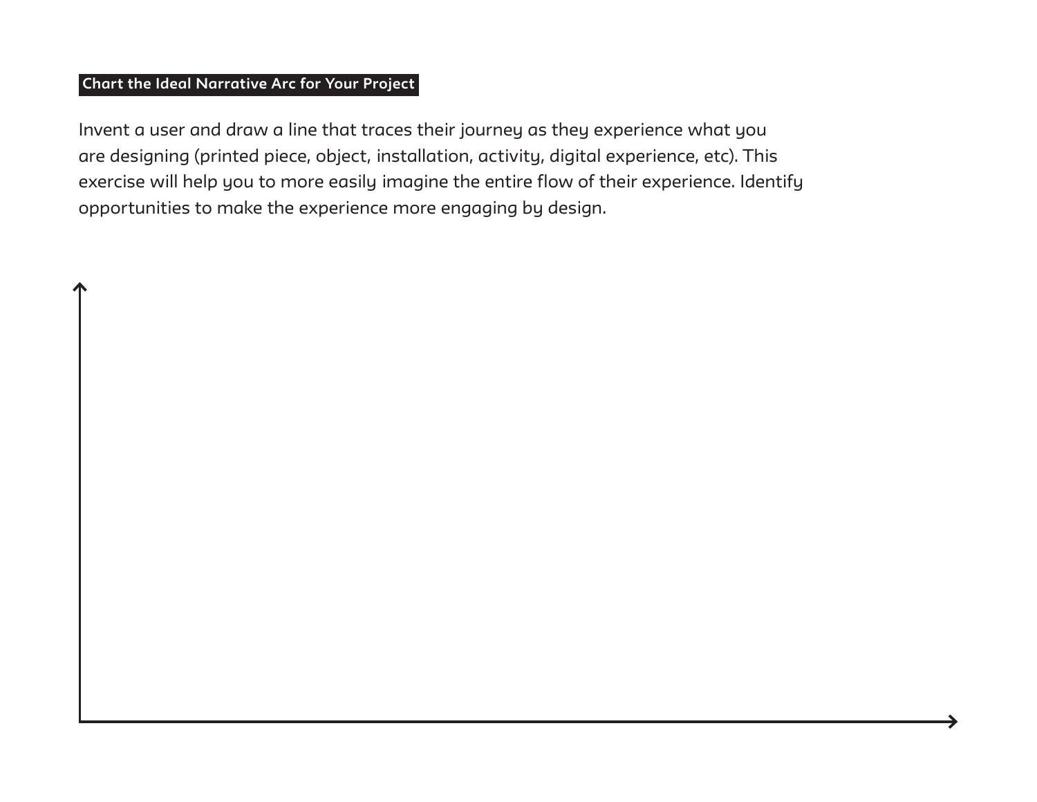## Chart the Ideal Narrative Arc for Your Project

Invent a user and draw a line that traces their journey as they experience what you are designing (printed piece, object, installation, activity, digital experience, etc). This exercise will help you to more easily imagine the entire flow of their experience. Identify opportunities to make the experience more engaging by design.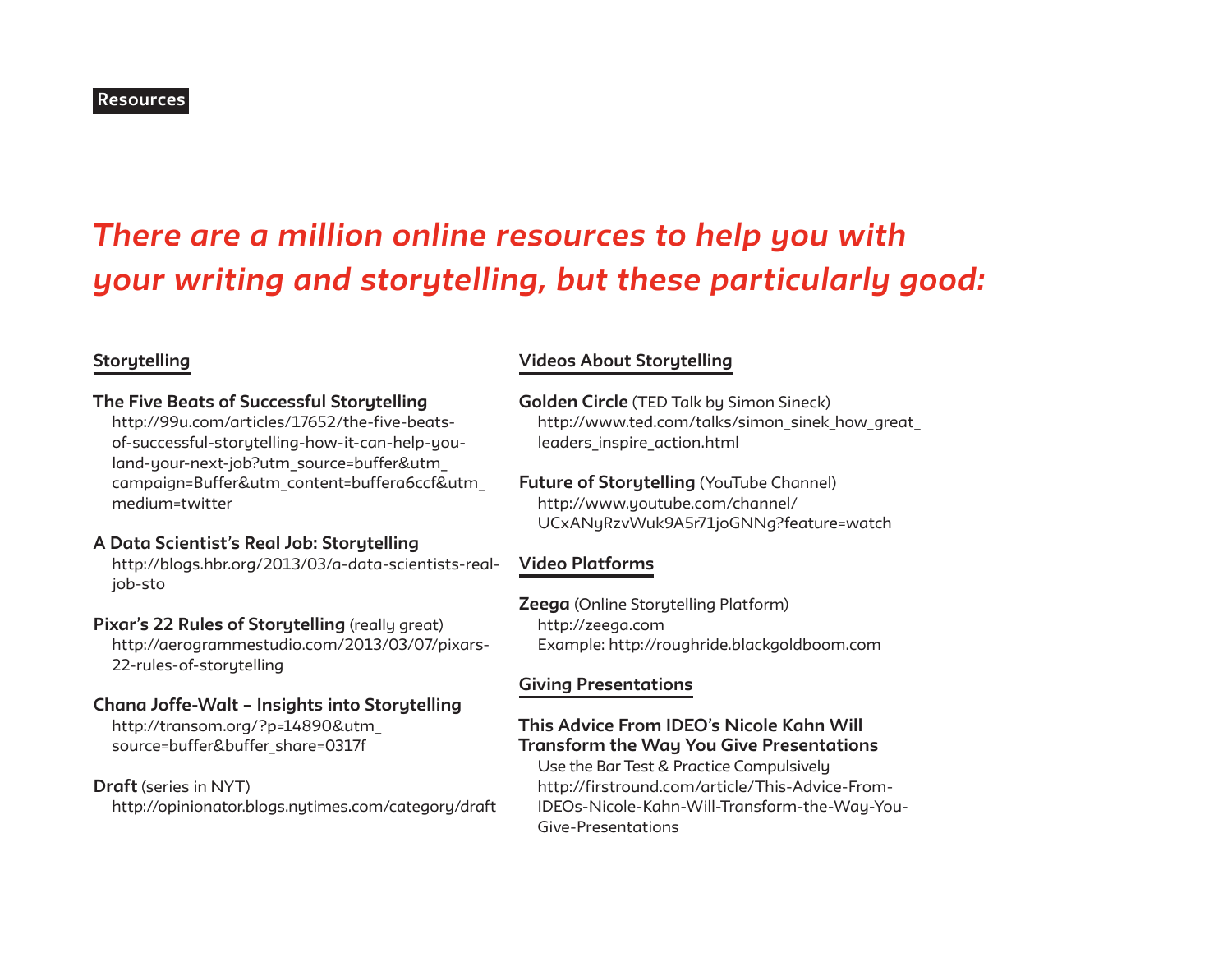**Resources**

## *There are a million online resources to help you with your writing and storytelling, but these particularly good:*

### Storytelling

**The Five Beats of Successful Storytelling**
http://99u.com/articles/17652/the-five-beats-of-successful-storytelling-how-it-can-help-you-land-your-next-job?utm_source=buffer&utm_campaign=Buffer&utm_content=buffera6ccf&utm_medium=twitter

**A Data Scientist's Real Job: Storytelling**
http://blogs.hbr.org/2013/03/a-data-scientists-real-job-sto

**Pixar's 22 Rules of Storytelling** (really great)
http://aerogrammestudio.com/2013/03/07/pixars-22-rules-of-storytelling

**Chana Joffe-Walt – Insights into Storytelling**
http://transom.org/?p=14890&utm_source=buffer&buffer_share=0317f

**Draft** (series in NYT)
http://opinionator.blogs.nytimes.com/category/draft

### Videos About Storytelling

**Golden Circle** (TED Talk by Simon Sineck)
http://www.ted.com/talks/simon_sinek_how_great_leaders_inspire_action.html

**Future of Storytelling** (YouTube Channel)
http://www.youtube.com/channel/UCxANyRzvWuk9A5r71joGNNg?feature=watch

### Video Platforms

**Zeega** (Online Storytelling Platform)
http://zeega.com
Example: http://roughride.blackgoldboom.com

### Giving Presentations

**This Advice From IDEO's Nicole Kahn Will Transform the Way You Give Presentations**
Use the Bar Test & Practice Compulsively
http://firstround.com/article/This-Advice-From-IDEOs-Nicole-Kahn-Will-Transform-the-Way-You-Give-Presentations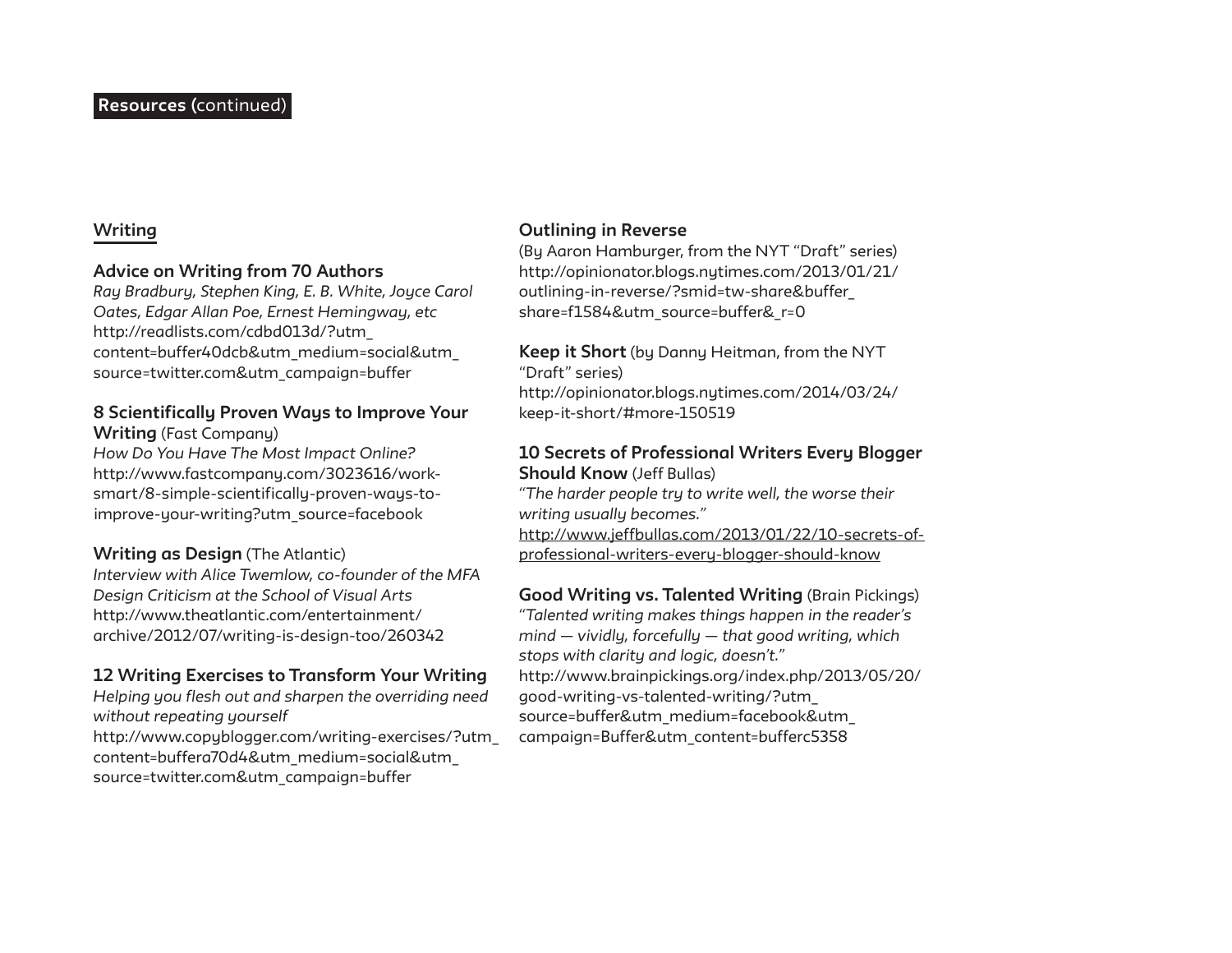**Resources** (continued)

## Writing

**Advice on Writing from 70 Authors**
*Ray Bradbury, Stephen King, E. B. White, Joyce Carol Oates, Edgar Allan Poe, Ernest Hemingway, etc*
http://readlists.com/cdbd013d/?utm_content=buffer40dcb&utm_medium=social&utm_source=twitter.com&utm_campaign=buffer

**8 Scientifically Proven Ways to Improve Your Writing** (Fast Company)
*How Do You Have The Most Impact Online?*
http://www.fastcompany.com/3023616/work-smart/8-simple-scientifically-proven-ways-to-improve-your-writing?utm_source=facebook

**Writing as Design** (The Atlantic)
*Interview with Alice Twemlow, co-founder of the MFA Design Criticism at the School of Visual Arts*
http://www.theatlantic.com/entertainment/archive/2012/07/writing-is-design-too/260342

**12 Writing Exercises to Transform Your Writing**
*Helping you flesh out and sharpen the overriding need without repeating yourself*
http://www.copyblogger.com/writing-exercises/?utm_content=buffera70d4&utm_medium=social&utm_source=twitter.com&utm_campaign=buffer

**Outlining in Reverse**
(By Aaron Hamburger, from the NYT "Draft" series)
http://opinionator.blogs.nytimes.com/2013/01/21/outlining-in-reverse/?smid=tw-share&buffer_share=f1584&utm_source=buffer&_r=0

**Keep it Short** (by Danny Heitman, from the NYT "Draft" series)
http://opinionator.blogs.nytimes.com/2014/03/24/keep-it-short/#more-150519

**10 Secrets of Professional Writers Every Blogger Should Know** (Jeff Bullas)
*"The harder people try to write well, the worse their writing usually becomes."*
http://www.jeffbullas.com/2013/01/22/10-secrets-of-professional-writers-every-blogger-should-know

**Good Writing vs. Talented Writing** (Brain Pickings)
*"Talented writing makes things happen in the reader's mind — vividly, forcefully — that good writing, which stops with clarity and logic, doesn't."*
http://www.brainpickings.org/index.php/2013/05/20/good-writing-vs-talented-writing/?utm_source=buffer&utm_medium=facebook&utm_campaign=Buffer&utm_content=bufferc5358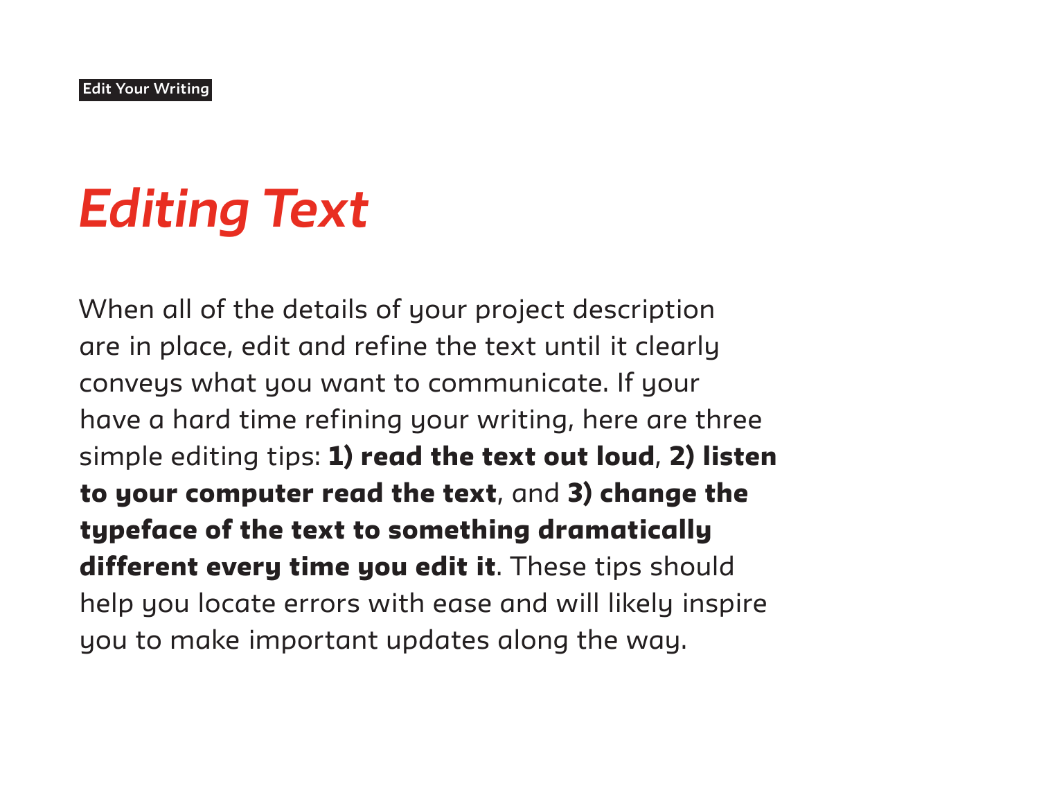# *Editing Text*

When all of the details of your project description are in place, edit and refine the text until it clearly conveys what you want to communicate. If your have a hard time refining your writing, here are three simple editing tips: **1) read the text out loud**, **2) listen to your computer read the text**, and **3) change the typeface of the text to something dramatically different every time you edit it**. These tips should help you locate errors with ease and will likely inspire you to make important updates along the way.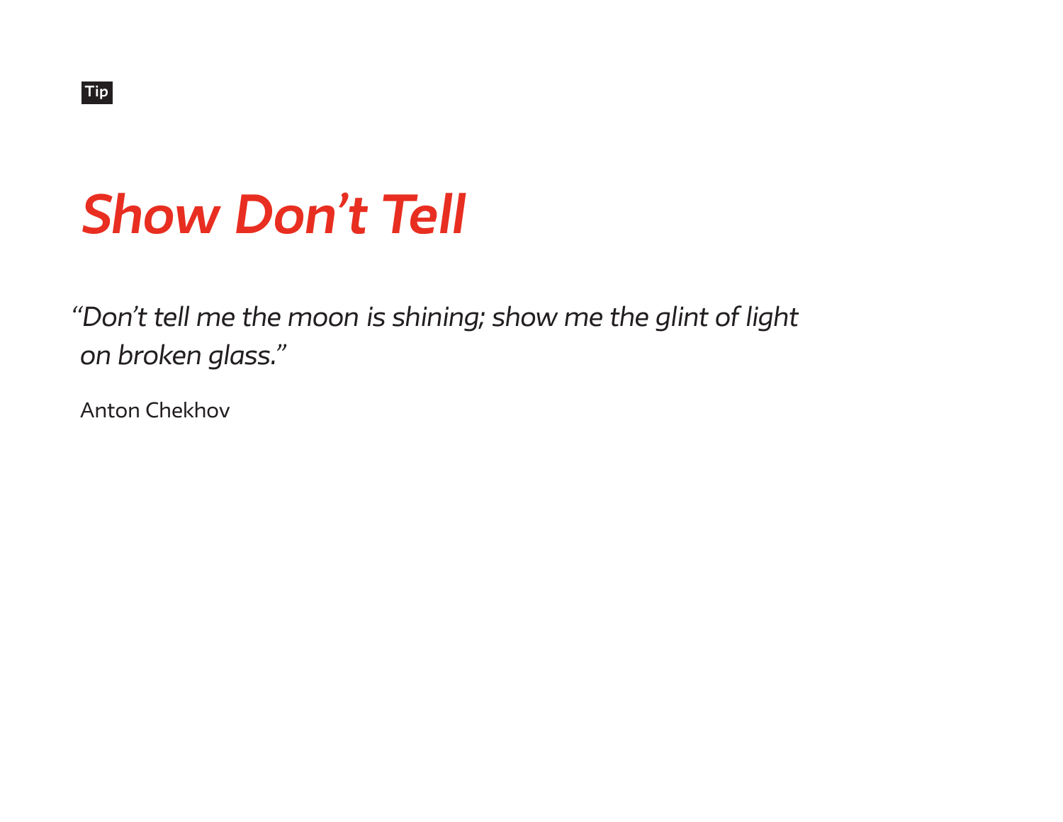**Tip**

# *Show Don't Tell*

*"Don't tell me the moon is shining; show me the glint of light on broken glass."*

Anton Chekhov